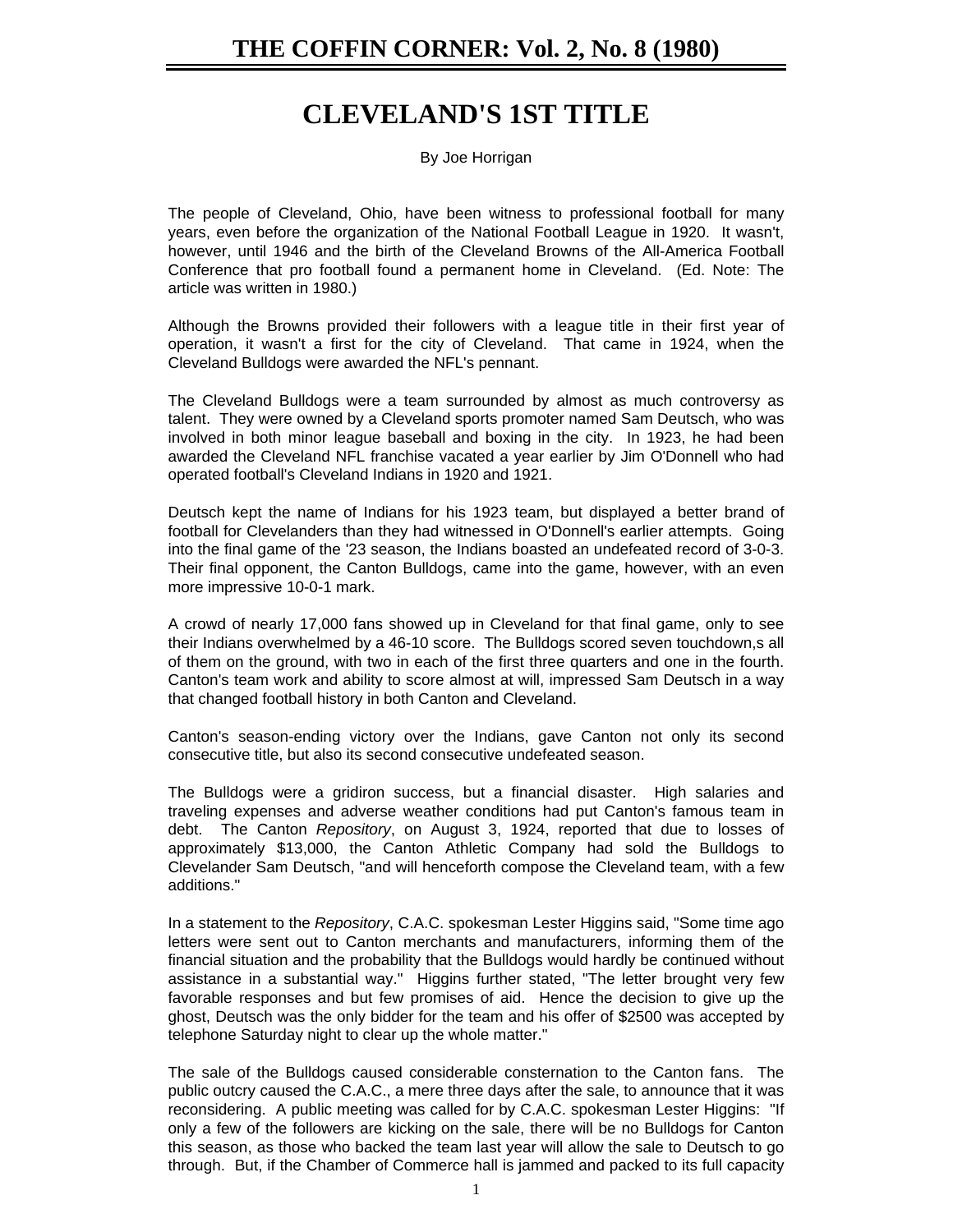# CLEVELAND'S 1ST TITLE

By Joe Horrigan

The people of Cleveland, Ohio, have been witness to professional football for many years, even before the organization of the National Football League in 1920. It wasn't, however, until 1946 and the birth of the Cleveland Browns of the All-America Football Conference that pro football found a permanent home in Cleveland. (Ed. Note: The article was written in 1980.)

Although the Browns provided their followers with a league title in their first year of operation, it wasn't a first for the city of Cleveland. That came in 1924, when the Cleveland Bulldogs were awarded the NFL's pennant.

The Cleveland Bulldogs were a team surrounded by almost as much controversy as talent. They were owned by a Cleveland sports promoter named Sam Deutsch, who was involved in both minor league baseball and boxing in the city. In 1923, he had been awarded the Cleveland NFL franchise vacated a year earlier by Jim O'Donnell who had operated football's Cleveland Indians in 1920 and 1921.

Deutsch kept the name of Indians for his 1923 team, but displayed a better brand of football for Clevelanders than they had witnessed in O'Donnell's earlier attempts. Going into the final game of the '23 season, the Indians boasted an undefeated record of 3-0-3. Their final opponent, the Canton Bulldogs, came into the game, however, with an even more impressive 10-0-1 mark.

A crowd of nearly 17,000 fans showed up in Cleveland for that final game, only to see their Indians overwhelmed by a 46-10 score. The Bulldogs scored seven touchdown,s all of them on the ground, with two in each of the first three quarters and one in the fourth. Canton's team work and ability to score almost at will, impressed Sam Deutsch in a way that changed football history in both Canton and Cleveland.

Canton's season-ending victory over the Indians, gave Canton not only its second consecutive title, but also its second consecutive undefeated season.

The Bulldogs were a gridiron success, but a financial disaster. High salaries and traveling expenses and adverse weather conditions had put Canton's famous team in debt. The Canton *Repository*, on August 3, 1924, reported that due to losses of approximately $13,000, the Canton Athletic Company had sold the Bulldogs to Clevelander Sam Deutsch, "and will henceforth compose the Cleveland team, with a few additions."

In a statement to the *Repository*, C.A.C. spokesman Lester Higgins said, "Some time ago letters were sent out to Canton merchants and manufacturers, informing them of the financial situation and the probability that the Bulldogs would hardly be continued without assistance in a substantial way." Higgins further stated, "The letter brought very few favorable responses and but few promises of aid. Hence the decision to give up the ghost, Deutsch was the only bidder for the team and his offer of $2500 was accepted by telephone Saturday night to clear up the whole matter."

The sale of the Bulldogs caused considerable consternation to the Canton fans. The public outcry caused the C.A.C., a mere three days after the sale, to announce that it was reconsidering. A public meeting was called for by C.A.C. spokesman Lester Higgins: "If only a few of the followers are kicking on the sale, there will be no Bulldogs for Canton this season, as those who backed the team last year will allow the sale to Deutsch to go through. But, if the Chamber of Commerce hall is jammed and packed to its full capacity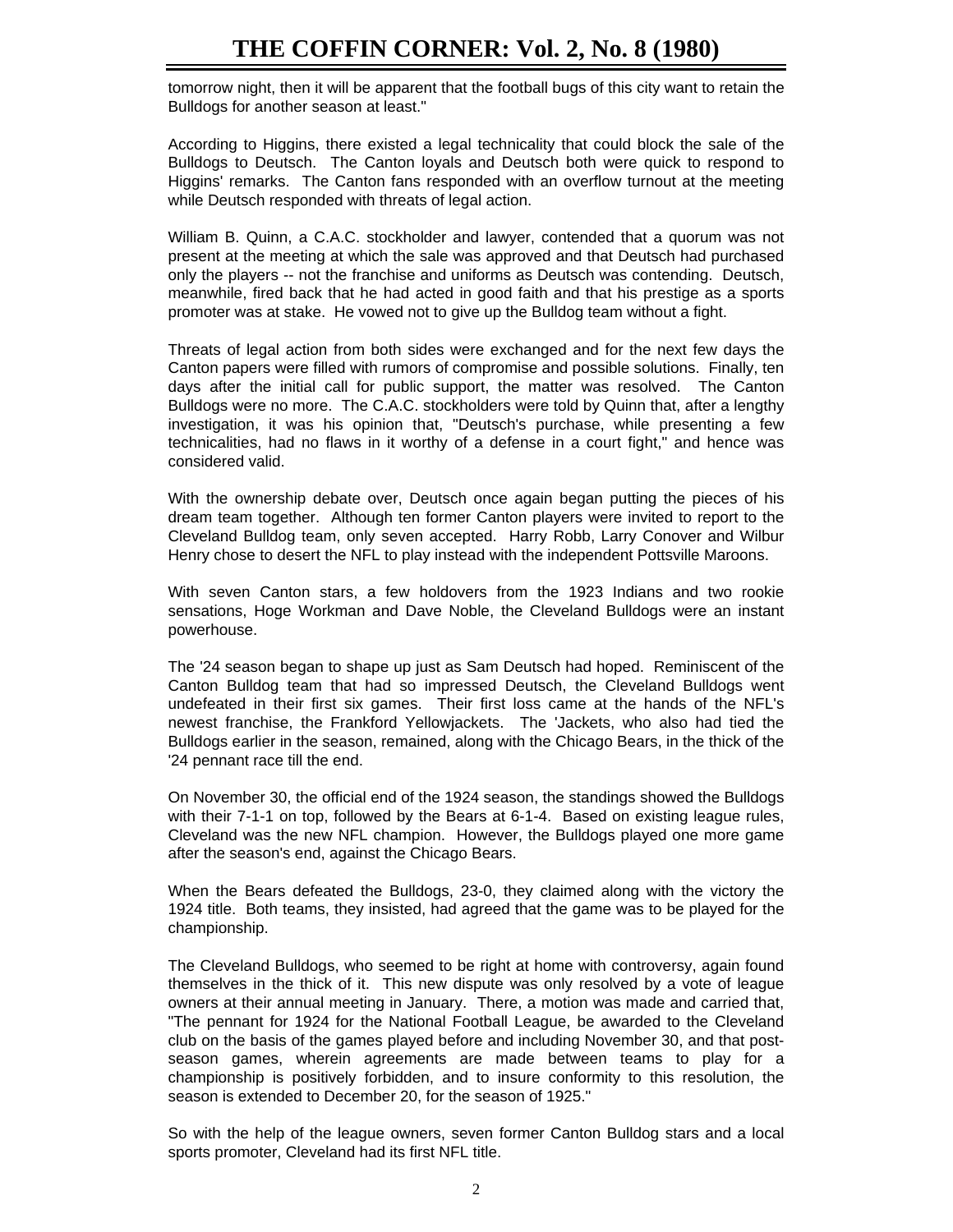tomorrow night, then it will be apparent that the football bugs of this city want to retain the Bulldogs for another season at least."

According to Higgins, there existed a legal technicality that could block the sale of the Bulldogs to Deutsch. The Canton loyals and Deutsch both were quick to respond to Higgins' remarks. The Canton fans responded with an overflow turnout at the meeting while Deutsch responded with threats of legal action.

William B. Quinn, a C.A.C. stockholder and lawyer, contended that a quorum was not present at the meeting at which the sale was approved and that Deutsch had purchased only the players -- not the franchise and uniforms as Deutsch was contending. Deutsch, meanwhile, fired back that he had acted in good faith and that his prestige as a sports promoter was at stake. He vowed not to give up the Bulldog team without a fight.

Threats of legal action from both sides were exchanged and for the next few days the Canton papers were filled with rumors of compromise and possible solutions. Finally, ten days after the initial call for public support, the matter was resolved. The Canton Bulldogs were no more. The C.A.C. stockholders were told by Quinn that, after a lengthy investigation, it was his opinion that, "Deutsch's purchase, while presenting a few technicalities, had no flaws in it worthy of a defense in a court fight," and hence was considered valid.

With the ownership debate over, Deutsch once again began putting the pieces of his dream team together. Although ten former Canton players were invited to report to the Cleveland Bulldog team, only seven accepted. Harry Robb, Larry Conover and Wilbur Henry chose to desert the NFL to play instead with the independent Pottsville Maroons.

With seven Canton stars, a few holdovers from the 1923 Indians and two rookie sensations, Hoge Workman and Dave Noble, the Cleveland Bulldogs were an instant powerhouse.

The '24 season began to shape up just as Sam Deutsch had hoped. Reminiscent of the Canton Bulldog team that had so impressed Deutsch, the Cleveland Bulldogs went undefeated in their first six games. Their first loss came at the hands of the NFL's newest franchise, the Frankford Yellowjackets. The 'Jackets, who also had tied the Bulldogs earlier in the season, remained, along with the Chicago Bears, in the thick of the '24 pennant race till the end.

On November 30, the official end of the 1924 season, the standings showed the Bulldogs with their 7-1-1 on top, followed by the Bears at 6-1-4. Based on existing league rules, Cleveland was the new NFL champion. However, the Bulldogs played one more game after the season's end, against the Chicago Bears.

When the Bears defeated the Bulldogs, 23-0, they claimed along with the victory the 1924 title. Both teams, they insisted, had agreed that the game was to be played for the championship.

The Cleveland Bulldogs, who seemed to be right at home with controversy, again found themselves in the thick of it. This new dispute was only resolved by a vote of league owners at their annual meeting in January. There, a motion was made and carried that, "The pennant for 1924 for the National Football League, be awarded to the Cleveland club on the basis of the games played before and including November 30, and that post-season games, wherein agreements are made between teams to play for a championship is positively forbidden, and to insure conformity to this resolution, the season is extended to December 20, for the season of 1925."

So with the help of the league owners, seven former Canton Bulldog stars and a local sports promoter, Cleveland had its first NFL title.